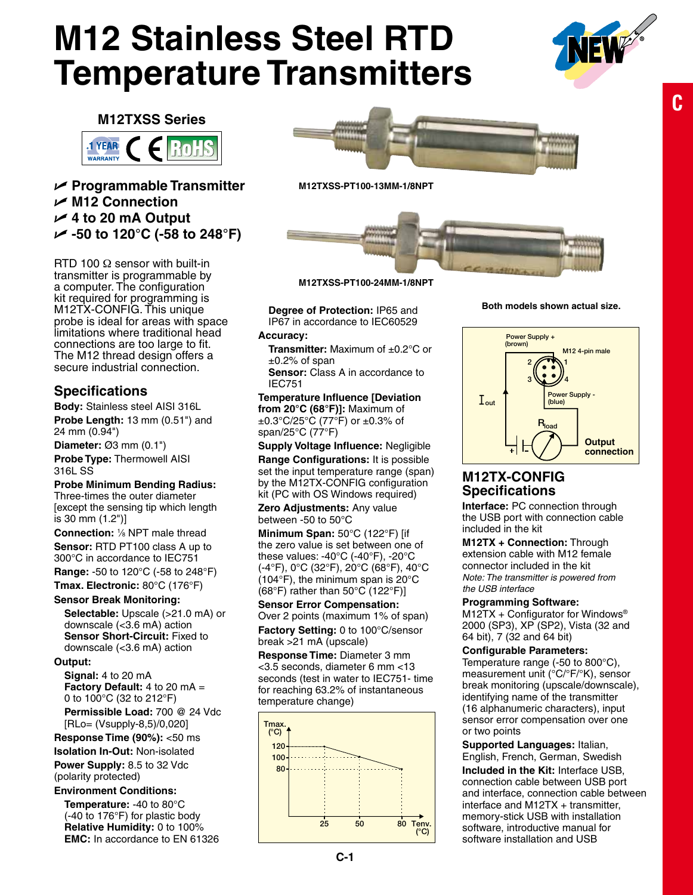# M12 Stainless Steel RTD Temperature Transmitters

**M12TXSS Series**

1 YEAR WARRANTY · CE · RoHS

- ✓ Programmable Transmitter
- ✓ M12 Connection
- ✓ 4 to 20 mA Output
- ✓ -50 to 120°C (-58 to 248°F)

RTD 100 Ω sensor with built-in transmitter is programmable by a computer. The configuration kit required for programming is M12TX-CONFIG. This unique probe is ideal for areas with space limitations where traditional head connections are too large to fit. The M12 thread design offers a secure industrial connection.

M12TXSS-PT100-13MM-1/8NPT

M12TXSS-PT100-24MM-1/8NPT

Both models shown actual size.

## Specifications

**Body:** Stainless steel AISI 316L

**Probe Length:** 13 mm (0.51") and 24 mm (0.94")

**Diameter:** Ø3 mm (0.1")

**Probe Type:** Thermowell AISI 316L SS

**Probe Minimum Bending Radius:** Three-times the outer diameter [except the sensing tip which length is 30 mm (1.2")]

**Connection:** ⅛ NPT male thread

**Sensor:** RTD PT100 class A up to 300°C in accordance to IEC751

**Range:** -50 to 120°C (-58 to 248°F)

**Tmax. Electronic:** 80°C (176°F)

**Sensor Break Monitoring:**

**Selectable:** Upscale (>21.0 mA) or downscale (<3.6 mA) action

**Sensor Short-Circuit:** Fixed to downscale (<3.6 mA) action

**Output:**

**Signal:** 4 to 20 mA

**Factory Default:** 4 to 20 mA = 0 to 100°C (32 to 212°F)

**Permissible Load:** 700 @ 24 Vdc [RLo= (Vsupply-8,5)/0,020]

**Response Time (90%):** <50 ms

**Isolation In-Out:** Non-isolated

**Power Supply:** 8.5 to 32 Vdc (polarity protected)

**Environment Conditions:**

**Temperature:** -40 to 80°C (-40 to 176°F) for plastic body

**Relative Humidity:** 0 to 100%

**EMC:** In accordance to EN 61326

**Degree of Protection:** IP65 and IP67 in accordance to IEC60529

**Accuracy:**

**Transmitter:** Maximum of ±0.2°C or ±0.2% of span

**Sensor:** Class A in accordance to IEC751

**Temperature Influence [Deviation from 20°C (68°F)]:** Maximum of ±0.3°C/25°C (77°F) or ±0.3% of span/25°C (77°F)

**Supply Voltage Influence:** Negligible

**Range Configurations:** It is possible set the input temperature range (span) by the M12TX-CONFIG configuration kit (PC with OS Windows required)

**Zero Adjustments:** Any value between -50 to 50°C

**Minimum Span:** 50°C (122°F) [if the zero value is set between one of these values: -40°C (-40°F), -20°C (-4°F), 0°C (32°F), 20°C (68°F), 40°C (104°F), the minimum span is 20°C (68°F) rather than 50°C (122°F)]

**Sensor Error Compensation:** Over 2 points (maximum 1% of span)

**Factory Setting:** 0 to 100°C/sensor break >21 mA (upscale)

**Response Time:** Diameter 3 mm <3.5 seconds, diameter 6 mm <13 seconds (test in water to IEC751- time for reaching 63.2% of instantaneous temperature change)

Tmax. (°C): 120, 100, 80 — Tenv. (°C): 25, 50, 80

Power Supply + (brown) · M12 4-pin male · 1, 2, 3, 4 · Power Supply - (blue) · $I_{out}$ · $R_{load}$ · Output connection

## M12TX-CONFIG Specifications

**Interface:** PC connection through the USB port with connection cable included in the kit

**M12TX + Connection:** Through extension cable with M12 female connector included in the kit

*Note: The transmitter is powered from the USB interface*

**Programming Software:** M12TX + Configurator for Windows® 2000 (SP3), XP (SP2), Vista (32 and 64 bit), 7 (32 and 64 bit)

**Configurable Parameters:** Temperature range (-50 to 800°C), measurement unit (°C/°F/°K), sensor break monitoring (upscale/downscale), identifying name of the transmitter (16 alphanumeric characters), input sensor error compensation over one or two points

**Supported Languages:** Italian, English, French, German, Swedish

**Included in the Kit:** Interface USB, connection cable between USB port and interface, connection cable between interface and M12TX + transmitter, memory-stick USB with installation software, introductive manual for software installation and USB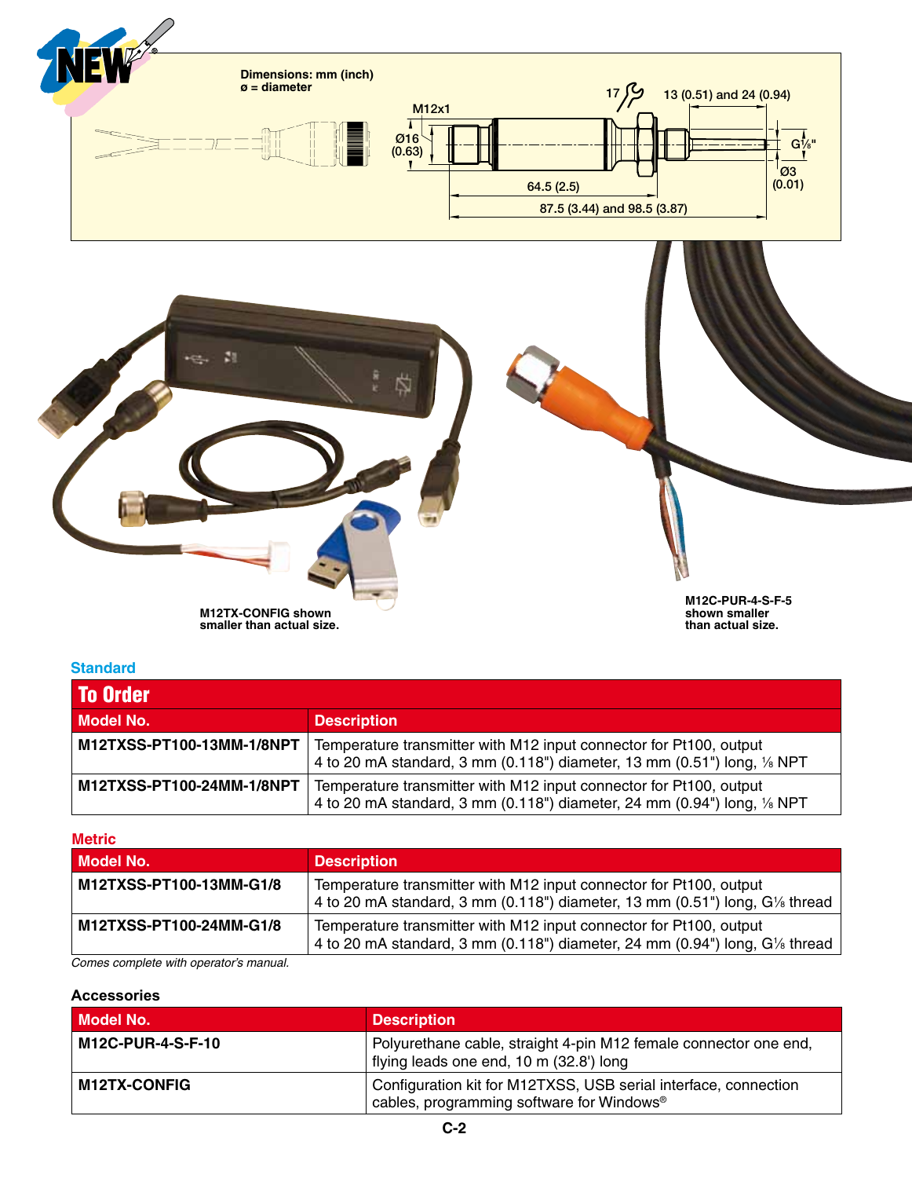Dimensions: mm (inch)
ø = diameter

M12x1
Ø16 (0.63)
17
13 (0.51) and 24 (0.94)
G⅛"
Ø3 (0.01)
64.5 (2.5)
87.5 (3.44) and 98.5 (3.87)

**M12TX-CONFIG shown smaller than actual size.**

**M12C-PUR-4-S-F-5 shown smaller than actual size.**

### Standard

## To Order

| Model No. | Description |
|---|---|
| **M12TXSS-PT100-13MM-1/8NPT** | Temperature transmitter with M12 input connector for Pt100, output 4 to 20 mA standard, 3 mm (0.118") diameter, 13 mm (0.51") long, ⅛ NPT |
| **M12TXSS-PT100-24MM-1/8NPT** | Temperature transmitter with M12 input connector for Pt100, output 4 to 20 mA standard, 3 mm (0.118") diameter, 24 mm (0.94") long, ⅛ NPT |

### Metric

| Model No. | Description |
|---|---|
| **M12TXSS-PT100-13MM-G1/8** | Temperature transmitter with M12 input connector for Pt100, output 4 to 20 mA standard, 3 mm (0.118") diameter, 13 mm (0.51") long, G⅛ thread |
| **M12TXSS-PT100-24MM-G1/8** | Temperature transmitter with M12 input connector for Pt100, output 4 to 20 mA standard, 3 mm (0.118") diameter, 24 mm (0.94") long, G⅛ thread |

*Comes complete with operator's manual.*

### Accessories

| Model No. | Description |
|---|---|
| **M12C-PUR-4-S-F-10** | Polyurethane cable, straight 4-pin M12 female connector one end, flying leads one end, 10 m (32.8') long |
| **M12TX-CONFIG** | Configuration kit for M12TXSS, USB serial interface, connection cables, programming software for Windows® |